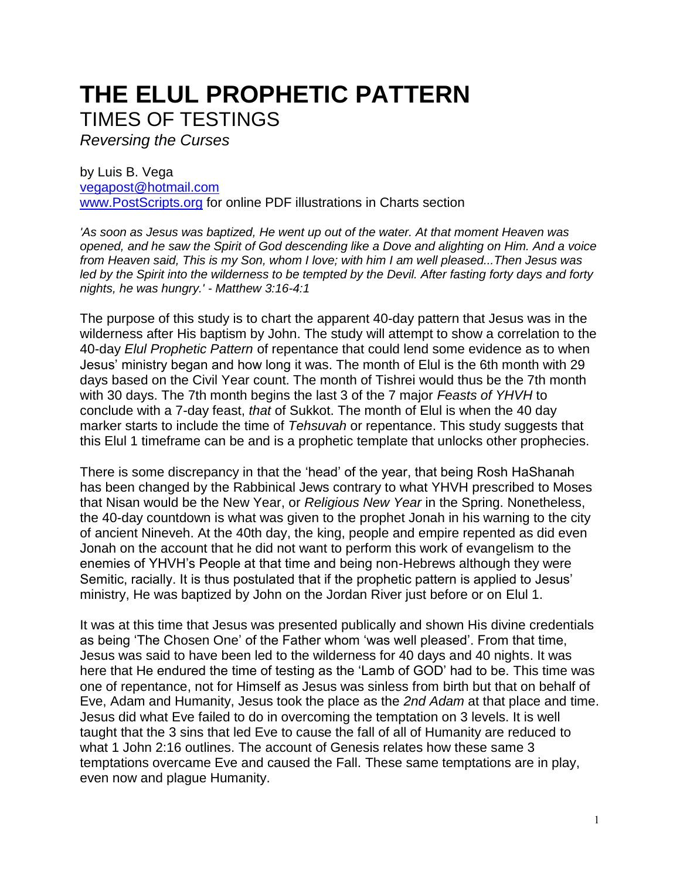# THE ELUL PROPHETIC PATTERN

## TIMES OF TESTINGS

*Reversing the Curses*

by Luis B. Vega
vegapost@hotmail.com
www.PostScripts.org for online PDF illustrations in Charts section

*'As soon as Jesus was baptized, He went up out of the water. At that moment Heaven was opened, and he saw the Spirit of God descending like a Dove and alighting on Him. And a voice from Heaven said, This is my Son, whom I love; with him I am well pleased...Then Jesus was led by the Spirit into the wilderness to be tempted by the Devil. After fasting forty days and forty nights, he was hungry.' - Matthew 3:16-4:1*

The purpose of this study is to chart the apparent 40-day pattern that Jesus was in the wilderness after His baptism by John. The study will attempt to show a correlation to the 40-day *Elul Prophetic Pattern* of repentance that could lend some evidence as to when Jesus' ministry began and how long it was. The month of Elul is the 6th month with 29 days based on the Civil Year count. The month of Tishrei would thus be the 7th month with 30 days. The 7th month begins the last 3 of the 7 major *Feasts of YHVH* to conclude with a 7-day feast, *that* of Sukkot. The month of Elul is when the 40 day marker starts to include the time of *Tehsuvah* or repentance. This study suggests that this Elul 1 timeframe can be and is a prophetic template that unlocks other prophecies.

There is some discrepancy in that the 'head' of the year, that being Rosh HaShanah has been changed by the Rabbinical Jews contrary to what YHVH prescribed to Moses that Nisan would be the New Year, or *Religious New Year* in the Spring. Nonetheless, the 40-day countdown is what was given to the prophet Jonah in his warning to the city of ancient Nineveh. At the 40th day, the king, people and empire repented as did even Jonah on the account that he did not want to perform this work of evangelism to the enemies of YHVH's People at that time and being non-Hebrews although they were Semitic, racially. It is thus postulated that if the prophetic pattern is applied to Jesus' ministry, He was baptized by John on the Jordan River just before or on Elul 1.

It was at this time that Jesus was presented publically and shown His divine credentials as being 'The Chosen One' of the Father whom 'was well pleased'. From that time, Jesus was said to have been led to the wilderness for 40 days and 40 nights. It was here that He endured the time of testing as the 'Lamb of GOD' had to be. This time was one of repentance, not for Himself as Jesus was sinless from birth but that on behalf of Eve, Adam and Humanity, Jesus took the place as the *2nd Adam* at that place and time. Jesus did what Eve failed to do in overcoming the temptation on 3 levels. It is well taught that the 3 sins that led Eve to cause the fall of all of Humanity are reduced to what 1 John 2:16 outlines. The account of Genesis relates how these same 3 temptations overcame Eve and caused the Fall. These same temptations are in play, even now and plague Humanity.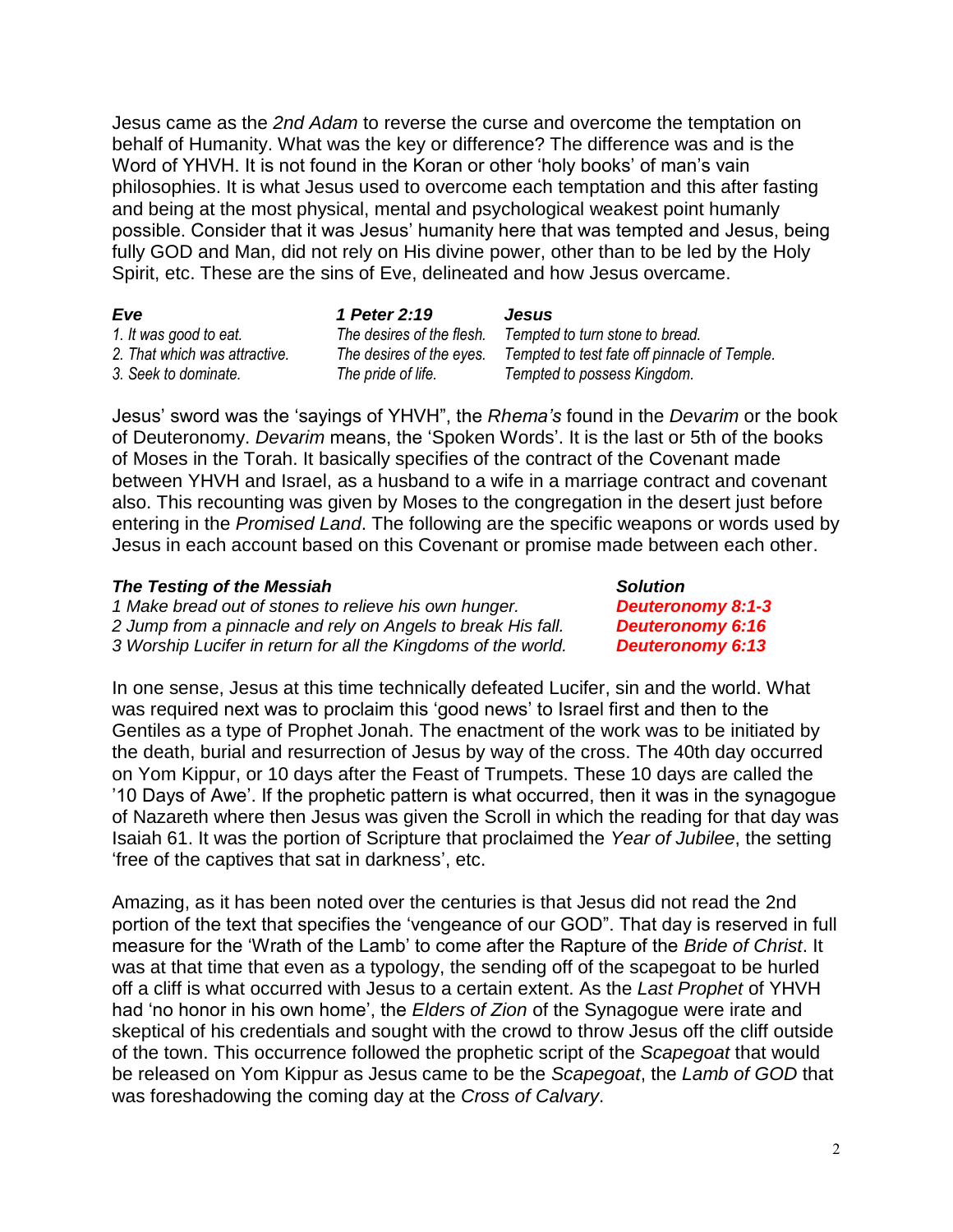Jesus came as the *2nd Adam* to reverse the curse and overcome the temptation on behalf of Humanity. What was the key or difference? The difference was and is the Word of YHVH. It is not found in the Koran or other 'holy books' of man's vain philosophies. It is what Jesus used to overcome each temptation and this after fasting and being at the most physical, mental and psychological weakest point humanly possible. Consider that it was Jesus' humanity here that was tempted and Jesus, being fully GOD and Man, did not rely on His divine power, other than to be led by the Holy Spirit, etc. These are the sins of Eve, delineated and how Jesus overcame.

| ***Eve*** | ***1 Peter 2:19*** | ***Jesus*** |
|---|---|---|
| *1. It was good to eat.* | *The desires of the flesh.* | *Tempted to turn stone to bread.* |
| *2. That which was attractive.* | *The desires of the eyes.* | *Tempted to test fate off pinnacle of Temple.* |
| *3. Seek to dominate.* | *The pride of life.* | *Tempted to possess Kingdom.* |

Jesus' sword was the 'sayings of YHVH", the *Rhema's* found in the *Devarim* or the book of Deuteronomy. *Devarim* means, the 'Spoken Words'. It is the last or 5th of the books of Moses in the Torah. It basically specifies of the contract of the Covenant made between YHVH and Israel, as a husband to a wife in a marriage contract and covenant also. This recounting was given by Moses to the congregation in the desert just before entering in the *Promised Land*. The following are the specific weapons or words used by Jesus in each account based on this Covenant or promise made between each other.

| ***The Testing of the Messiah*** | ***Solution*** |
|---|---|
| *1 Make bread out of stones to relieve his own hunger.* | ***Deuteronomy 8:1-3*** |
| *2 Jump from a pinnacle and rely on Angels to break His fall.* | ***Deuteronomy 6:16*** |
| *3 Worship Lucifer in return for all the Kingdoms of the world.* | ***Deuteronomy 6:13*** |

In one sense, Jesus at this time technically defeated Lucifer, sin and the world. What was required next was to proclaim this 'good news' to Israel first and then to the Gentiles as a type of Prophet Jonah. The enactment of the work was to be initiated by the death, burial and resurrection of Jesus by way of the cross. The 40th day occurred on Yom Kippur, or 10 days after the Feast of Trumpets. These 10 days are called the '10 Days of Awe'. If the prophetic pattern is what occurred, then it was in the synagogue of Nazareth where then Jesus was given the Scroll in which the reading for that day was Isaiah 61. It was the portion of Scripture that proclaimed the *Year of Jubilee*, the setting 'free of the captives that sat in darkness', etc.

Amazing, as it has been noted over the centuries is that Jesus did not read the 2nd portion of the text that specifies the 'vengeance of our GOD". That day is reserved in full measure for the 'Wrath of the Lamb' to come after the Rapture of the *Bride of Christ*. It was at that time that even as a typology, the sending off of the scapegoat to be hurled off a cliff is what occurred with Jesus to a certain extent. As the *Last Prophet* of YHVH had 'no honor in his own home', the *Elders of Zion* of the Synagogue were irate and skeptical of his credentials and sought with the crowd to throw Jesus off the cliff outside of the town. This occurrence followed the prophetic script of the *Scapegoat* that would be released on Yom Kippur as Jesus came to be the *Scapegoat*, the *Lamb of GOD* that was foreshadowing the coming day at the *Cross of Calvary*.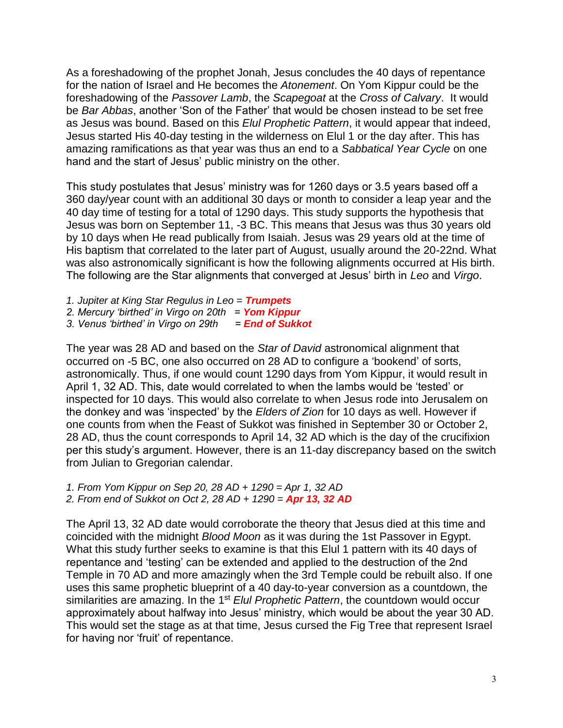As a foreshadowing of the prophet Jonah, Jesus concludes the 40 days of repentance for the nation of Israel and He becomes the *Atonement*. On Yom Kippur could be the foreshadowing of the *Passover Lamb*, the *Scapegoat* at the *Cross of Calvary*. It would be *Bar Abbas*, another 'Son of the Father' that would be chosen instead to be set free as Jesus was bound. Based on this *Elul Prophetic Pattern*, it would appear that indeed, Jesus started His 40-day testing in the wilderness on Elul 1 or the day after. This has amazing ramifications as that year was thus an end to a *Sabbatical Year Cycle* on one hand and the start of Jesus' public ministry on the other.

This study postulates that Jesus' ministry was for 1260 days or 3.5 years based off a 360 day/year count with an additional 30 days or month to consider a leap year and the 40 day time of testing for a total of 1290 days. This study supports the hypothesis that Jesus was born on September 11, -3 BC. This means that Jesus was thus 30 years old by 10 days when He read publically from Isaiah. Jesus was 29 years old at the time of His baptism that correlated to the later part of August, usually around the 20-22nd. What was also astronomically significant is how the following alignments occurred at His birth. The following are the Star alignments that converged at Jesus' birth in *Leo* and *Virgo*.

*1. Jupiter at King Star Regulus in Leo =* ***Trumpets***
*2. Mercury 'birthed' in Virgo on 20th =* ***Yom Kippur***
*3. Venus 'birthed' in Virgo on 29th =* ***End of Sukkot***

The year was 28 AD and based on the *Star of David* astronomical alignment that occurred on -5 BC, one also occurred on 28 AD to configure a 'bookend' of sorts, astronomically. Thus, if one would count 1290 days from Yom Kippur, it would result in April 1, 32 AD. This, date would correlated to when the lambs would be 'tested' or inspected for 10 days. This would also correlate to when Jesus rode into Jerusalem on the donkey and was 'inspected' by the *Elders of Zion* for 10 days as well. However if one counts from when the Feast of Sukkot was finished in September 30 or October 2, 28 AD, thus the count corresponds to April 14, 32 AD which is the day of the crucifixion per this study's argument. However, there is an 11-day discrepancy based on the switch from Julian to Gregorian calendar.

*1. From Yom Kippur on Sep 20, 28 AD + 1290 = Apr 1, 32 AD*
*2. From end of Sukkot on Oct 2, 28 AD + 1290 =* ***Apr 13, 32 AD***

The April 13, 32 AD date would corroborate the theory that Jesus died at this time and coincided with the midnight *Blood Moon* as it was during the 1st Passover in Egypt. What this study further seeks to examine is that this Elul 1 pattern with its 40 days of repentance and 'testing' can be extended and applied to the destruction of the 2nd Temple in 70 AD and more amazingly when the 3rd Temple could be rebuilt also. If one uses this same prophetic blueprint of a 40 day-to-year conversion as a countdown, the similarities are amazing. In the 1st *Elul Prophetic Pattern*, the countdown would occur approximately about halfway into Jesus' ministry, which would be about the year 30 AD. This would set the stage as at that time, Jesus cursed the Fig Tree that represent Israel for having nor 'fruit' of repentance.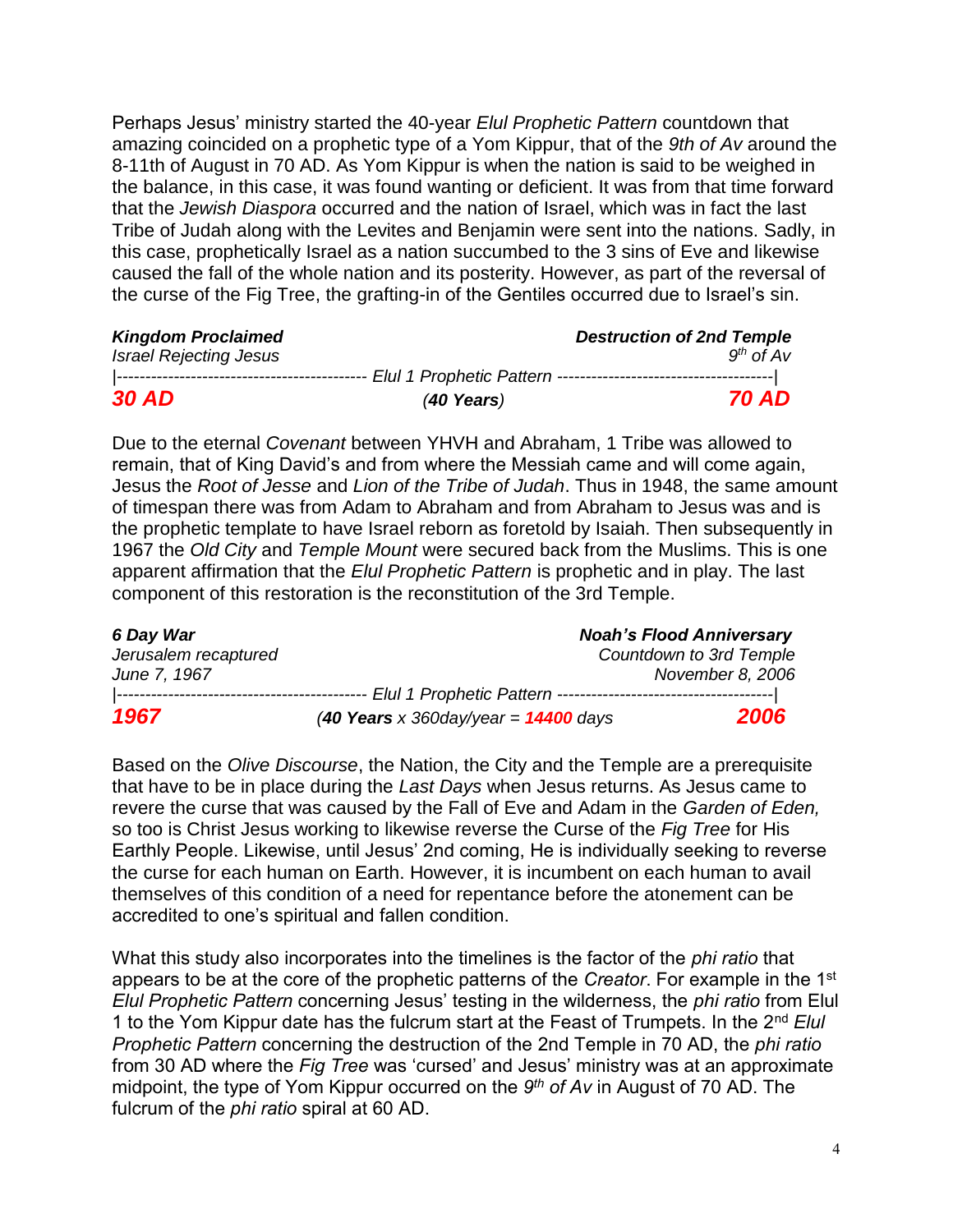Perhaps Jesus' ministry started the 40-year *Elul Prophetic Pattern* countdown that amazing coincided on a prophetic type of a Yom Kippur, that of the *9th of Av* around the 8-11th of August in 70 AD. As Yom Kippur is when the nation is said to be weighed in the balance, in this case, it was found wanting or deficient. It was from that time forward that the *Jewish Diaspora* occurred and the nation of Israel, which was in fact the last Tribe of Judah along with the Levites and Benjamin were sent into the nations. Sadly, in this case, prophetically Israel as a nation succumbed to the 3 sins of Eve and likewise caused the fall of the whole nation and its posterity. However, as part of the reversal of the curse of the Fig Tree, the grafting-in of the Gentiles occurred due to Israel's sin.

| ***Kingdom Proclaimed*** | | ***Destruction of 2nd Temple*** |
|---|---|---|
| *Israel Rejecting Jesus* | | *9th of Av* |
| \|------------------------------------------- | *Elul 1 Prophetic Pattern* | --------------------------------------\| |
| ***30 AD*** | (***40 Years***) | ***70 AD*** |

Due to the eternal *Covenant* between YHVH and Abraham, 1 Tribe was allowed to remain, that of King David's and from where the Messiah came and will come again, Jesus the *Root of Jesse* and *Lion of the Tribe of Judah*. Thus in 1948, the same amount of timespan there was from Adam to Abraham and from Abraham to Jesus was and is the prophetic template to have Israel reborn as foretold by Isaiah. Then subsequently in 1967 the *Old City* and *Temple Mount* were secured back from the Muslims. This is one apparent affirmation that the *Elul Prophetic Pattern* is prophetic and in play. The last component of this restoration is the reconstitution of the 3rd Temple.

| ***6 Day War*** | | ***Noah's Flood Anniversary*** |
|---|---|---|
| *Jerusalem recaptured* | | *Countdown to 3rd Temple* |
| *June 7, 1967* | | *November 8, 2006* |
| \|------------------------------------------- | *Elul 1 Prophetic Pattern* | --------------------------------------\| |
| ***1967*** | (***40 Years*** *x 360day/year =* ***14400*** *days* | ***2006*** |

Based on the *Olive Discourse*, the Nation, the City and the Temple are a prerequisite that have to be in place during the *Last Days* when Jesus returns. As Jesus came to revere the curse that was caused by the Fall of Eve and Adam in the *Garden of Eden,* so too is Christ Jesus working to likewise reverse the Curse of the *Fig Tree* for His Earthly People. Likewise, until Jesus' 2nd coming, He is individually seeking to reverse the curse for each human on Earth. However, it is incumbent on each human to avail themselves of this condition of a need for repentance before the atonement can be accredited to one's spiritual and fallen condition.

What this study also incorporates into the timelines is the factor of the *phi ratio* that appears to be at the core of the prophetic patterns of the *Creator*. For example in the 1st *Elul Prophetic Pattern* concerning Jesus' testing in the wilderness, the *phi ratio* from Elul 1 to the Yom Kippur date has the fulcrum start at the Feast of Trumpets. In the 2nd *Elul Prophetic Pattern* concerning the destruction of the 2nd Temple in 70 AD, the *phi ratio* from 30 AD where the *Fig Tree* was 'cursed' and Jesus' ministry was at an approximate midpoint, the type of Yom Kippur occurred on the *9th of Av* in August of 70 AD. The fulcrum of the *phi ratio* spiral at 60 AD.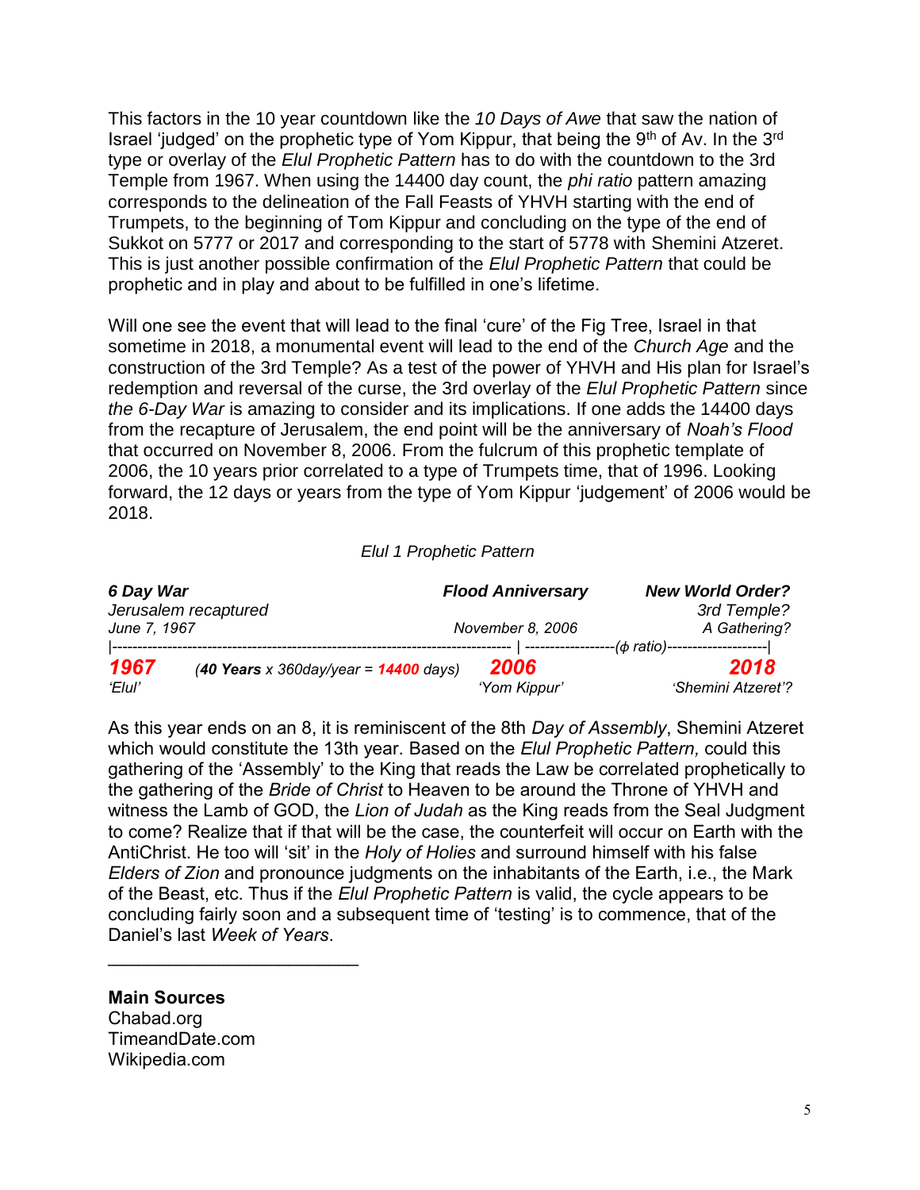This factors in the 10 year countdown like the *10 Days of Awe* that saw the nation of Israel 'judged' on the prophetic type of Yom Kippur, that being the 9th of Av. In the 3rd type or overlay of the *Elul Prophetic Pattern* has to do with the countdown to the 3rd Temple from 1967. When using the 14400 day count, the *phi ratio* pattern amazing corresponds to the delineation of the Fall Feasts of YHVH starting with the end of Trumpets, to the beginning of Tom Kippur and concluding on the type of the end of Sukkot on 5777 or 2017 and corresponding to the start of 5778 with Shemini Atzeret. This is just another possible confirmation of the *Elul Prophetic Pattern* that could be prophetic and in play and about to be fulfilled in one's lifetime.

Will one see the event that will lead to the final 'cure' of the Fig Tree, Israel in that sometime in 2018, a monumental event will lead to the end of the *Church Age* and the construction of the 3rd Temple? As a test of the power of YHVH and His plan for Israel's redemption and reversal of the curse, the 3rd overlay of the *Elul Prophetic Pattern* since *the 6-Day War* is amazing to consider and its implications. If one adds the 14400 days from the recapture of Jerusalem, the end point will be the anniversary of *Noah's Flood* that occurred on November 8, 2006. From the fulcrum of this prophetic template of 2006, the 10 years prior correlated to a type of Trumpets time, that of 1996. Looking forward, the 12 days or years from the type of Yom Kippur 'judgement' of 2006 would be 2018.

*Elul 1 Prophetic Pattern*

***6 Day War*** — *Jerusalem recaptured* — *June 7, 1967*

***Flood Anniversary*** — *November 8, 2006*

***New World Order?*** — *3rd Temple?* — *A Gathering?*

|------------------------------------------------------------| ------------------(ϕ ratio)--------------------|

**1967** *'Elul'* — (**40 Years** x 360day/year = **14400** days) — **2006** *'Yom Kippur'* — **2018** *'Shemini Atzeret'?*

As this year ends on an 8, it is reminiscent of the 8th *Day of Assembly*, Shemini Atzeret which would constitute the 13th year. Based on the *Elul Prophetic Pattern,* could this gathering of the 'Assembly' to the King that reads the Law be correlated prophetically to the gathering of the *Bride of Christ* to Heaven to be around the Throne of YHVH and witness the Lamb of GOD, the *Lion of Judah* as the King reads from the Seal Judgment to come? Realize that if that will be the case, the counterfeit will occur on Earth with the AntiChrist. He too will 'sit' in the *Holy of Holies* and surround himself with his false *Elders of Zion* and pronounce judgments on the inhabitants of the Earth, i.e., the Mark of the Beast, etc. Thus if the *Elul Prophetic Pattern* is valid, the cycle appears to be concluding fairly soon and a subsequent time of 'testing' is to commence, that of the Daniel's last *Week of Years*.

---

**Main Sources**
Chabad.org
TimeandDate.com
Wikipedia.com